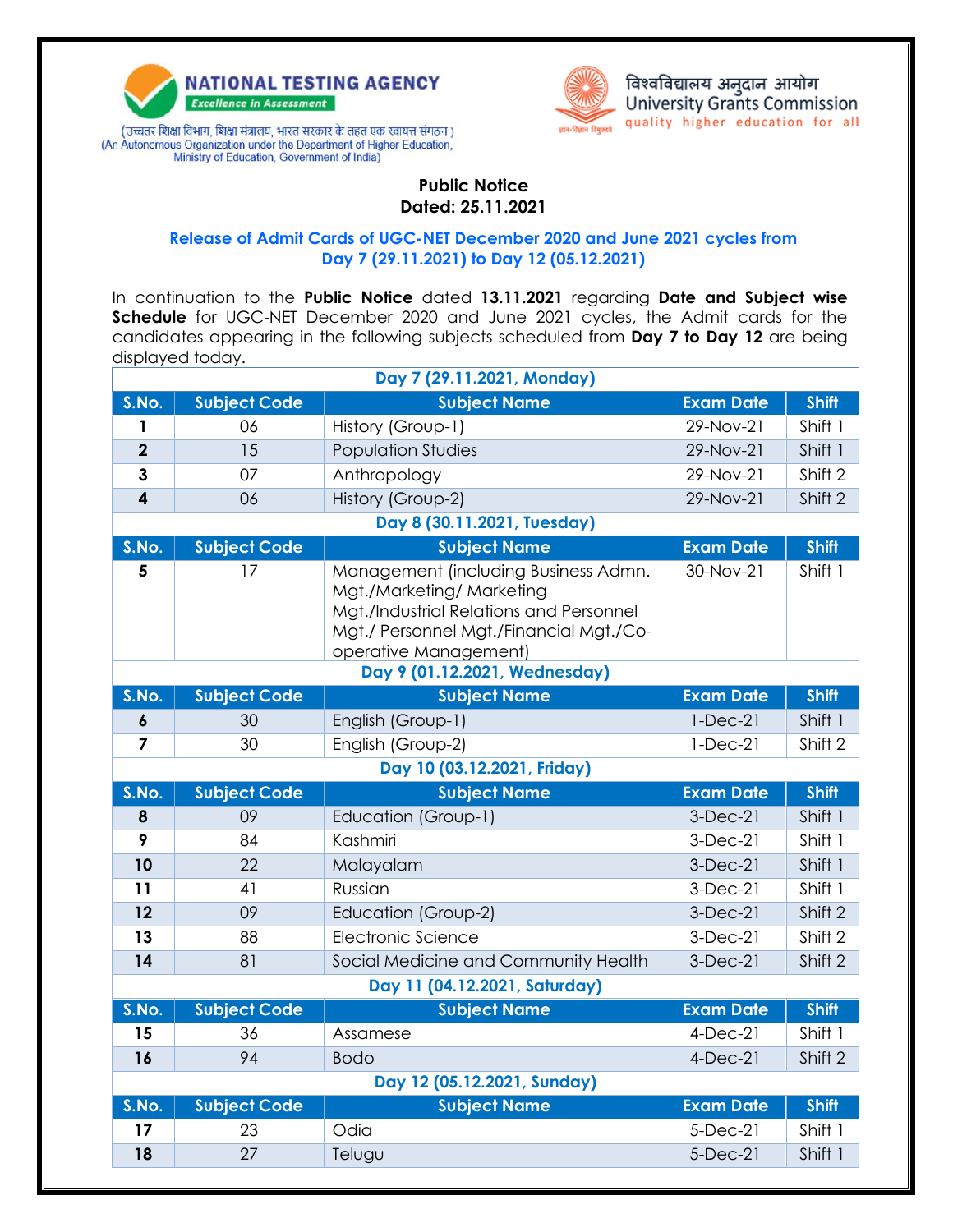NATIONAL TESTING AGENCY
*Excellence in Assessment*

(उच्चतर शिक्षा विभाग, शिक्षा मंत्रालय, भारत सरकार के तहत एक स्वायत्त संगठन )
(An Autonomous Organization under the Department of Higher Education, Ministry of Education, Government of India)

विश्वविद्यालय अनुदान आयोग
University Grants Commission
quality higher education for all

## Public Notice
## Dated: 25.11.2021

### Release of Admit Cards of UGC-NET December 2020 and June 2021 cycles from Day 7 (29.11.2021) to Day 12 (05.12.2021)

In continuation to the **Public Notice** dated **13.11.2021** regarding **Date and Subject wise Schedule** for UGC-NET December 2020 and June 2021 cycles, the Admit cards for the candidates appearing in the following subjects scheduled from **Day 7 to Day 12** are being displayed today.

**Day 7 (29.11.2021, Monday)**

| S.No. | Subject Code | Subject Name | Exam Date | Shift |
|---|---|---|---|---|
| 1 | 06 | History (Group-1) | 29-Nov-21 | Shift 1 |
| 2 | 15 | Population Studies | 29-Nov-21 | Shift 1 |
| 3 | 07 | Anthropology | 29-Nov-21 | Shift 2 |
| 4 | 06 | History (Group-2) | 29-Nov-21 | Shift 2 |

**Day 8 (30.11.2021, Tuesday)**

| S.No. | Subject Code | Subject Name | Exam Date | Shift |
|---|---|---|---|---|
| 5 | 17 | Management (including Business Admn. Mgt./Marketing/ Marketing Mgt./Industrial Relations and Personnel Mgt./ Personnel Mgt./Financial Mgt./Co-operative Management) | 30-Nov-21 | Shift 1 |

**Day 9 (01.12.2021, Wednesday)**

| S.No. | Subject Code | Subject Name | Exam Date | Shift |
|---|---|---|---|---|
| 6 | 30 | English (Group-1) | 1-Dec-21 | Shift 1 |
| 7 | 30 | English (Group-2) | 1-Dec-21 | Shift 2 |

**Day 10 (03.12.2021, Friday)**

| S.No. | Subject Code | Subject Name | Exam Date | Shift |
|---|---|---|---|---|
| 8 | 09 | Education (Group-1) | 3-Dec-21 | Shift 1 |
| 9 | 84 | Kashmiri | 3-Dec-21 | Shift 1 |
| 10 | 22 | Malayalam | 3-Dec-21 | Shift 1 |
| 11 | 41 | Russian | 3-Dec-21 | Shift 1 |
| 12 | 09 | Education (Group-2) | 3-Dec-21 | Shift 2 |
| 13 | 88 | Electronic Science | 3-Dec-21 | Shift 2 |
| 14 | 81 | Social Medicine and Community Health | 3-Dec-21 | Shift 2 |

**Day 11 (04.12.2021, Saturday)**

| S.No. | Subject Code | Subject Name | Exam Date | Shift |
|---|---|---|---|---|
| 15 | 36 | Assamese | 4-Dec-21 | Shift 1 |
| 16 | 94 | Bodo | 4-Dec-21 | Shift 2 |

**Day 12 (05.12.2021, Sunday)**

| S.No. | Subject Code | Subject Name | Exam Date | Shift |
|---|---|---|---|---|
| 17 | 23 | Odia | 5-Dec-21 | Shift 1 |
| 18 | 27 | Telugu | 5-Dec-21 | Shift 1 |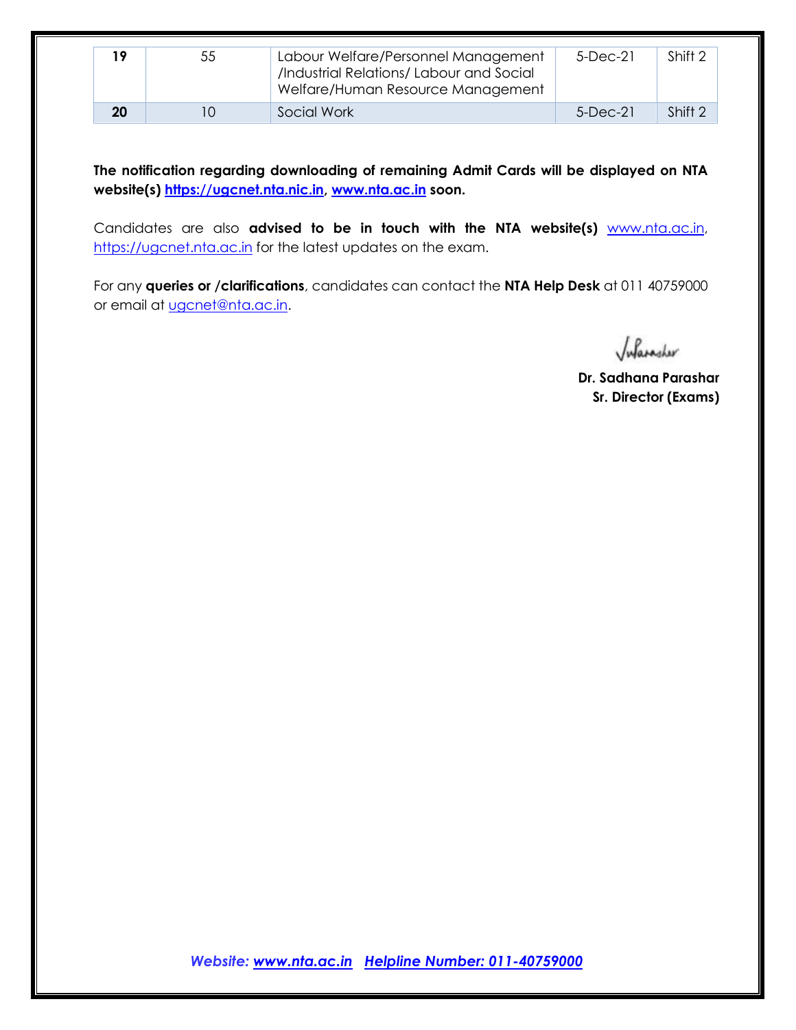| | | | | |
|---|---|---|---|---|
| **19** | 55 | Labour Welfare/Personnel Management /Industrial Relations/ Labour and Social Welfare/Human Resource Management | 5-Dec-21 | Shift 2 |
| **20** | 10 | Social Work | 5-Dec-21 | Shift 2 |

**The notification regarding downloading of remaining Admit Cards will be displayed on NTA website(s) https://ugcnet.nta.nic.in, www.nta.ac.in soon.**

Candidates are also **advised to be in touch with the NTA website(s)** www.nta.ac.in, https://ugcnet.nta.ac.in for the latest updates on the exam.

For any **queries or /clarifications**, candidates can contact the **NTA Help Desk** at 011 40759000 or email at ugcnet@nta.ac.in.

**Dr. Sadhana Parashar**
**Sr. Director (Exams)**

*Website: www.nta.ac.in Helpline Number: 011-40759000*